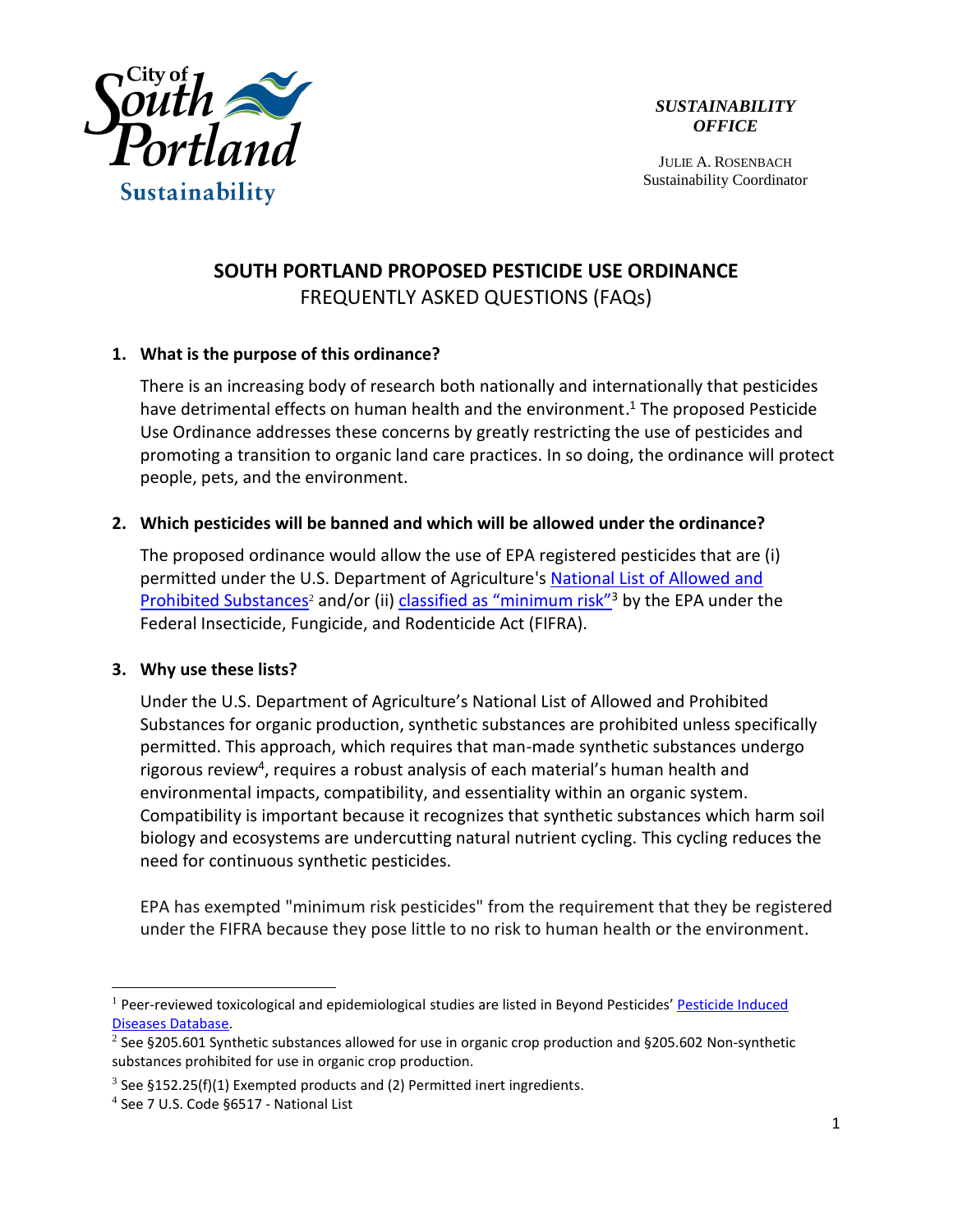City of South Portland Sustainability

***SUSTAINABILITY OFFICE***

JULIE A. ROSENBACH
Sustainability Coordinator

# SOUTH PORTLAND PROPOSED PESTICIDE USE ORDINANCE

FREQUENTLY ASKED QUESTIONS (FAQs)

**1. What is the purpose of this ordinance?**

There is an increasing body of research both nationally and internationally that pesticides have detrimental effects on human health and the environment.[1] The proposed Pesticide Use Ordinance addresses these concerns by greatly restricting the use of pesticides and promoting a transition to organic land care practices. In so doing, the ordinance will protect people, pets, and the environment.

**2. Which pesticides will be banned and which will be allowed under the ordinance?**

The proposed ordinance would allow the use of EPA registered pesticides that are (i) permitted under the U.S. Department of Agriculture's National List of Allowed and Prohibited Substances[2] and/or (ii) classified as "minimum risk"[3] by the EPA under the Federal Insecticide, Fungicide, and Rodenticide Act (FIFRA).

**3. Why use these lists?**

Under the U.S. Department of Agriculture's National List of Allowed and Prohibited Substances for organic production, synthetic substances are prohibited unless specifically permitted. This approach, which requires that man-made synthetic substances undergo rigorous review[4], requires a robust analysis of each material's human health and environmental impacts, compatibility, and essentiality within an organic system. Compatibility is important because it recognizes that synthetic substances which harm soil biology and ecosystems are undercutting natural nutrient cycling. This cycling reduces the need for continuous synthetic pesticides.

EPA has exempted "minimum risk pesticides" from the requirement that they be registered under the FIFRA because they pose little to no risk to human health or the environment.

---

[1] Peer-reviewed toxicological and epidemiological studies are listed in Beyond Pesticides' Pesticide Induced Diseases Database.

[2] See §205.601 Synthetic substances allowed for use in organic crop production and §205.602 Non-synthetic substances prohibited for use in organic crop production.

[3] See §152.25(f)(1) Exempted products and (2) Permitted inert ingredients.

[4] See 7 U.S. Code §6517 - National List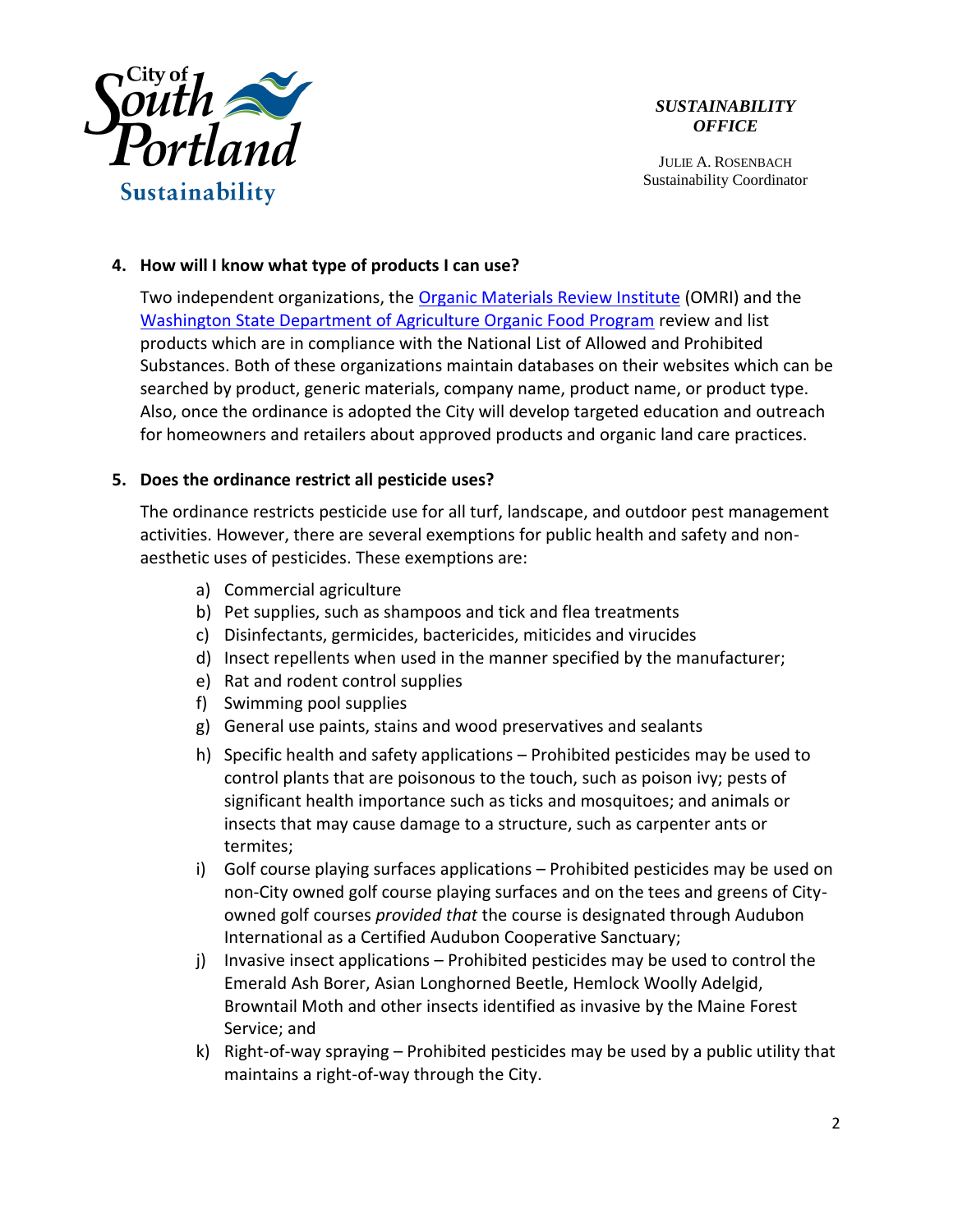**4. How will I know what type of products I can use?**

Two independent organizations, the [Organic Materials Review Institute](#) (OMRI) and the [Washington State Department of Agriculture Organic Food Program](#) review and list products which are in compliance with the National List of Allowed and Prohibited Substances. Both of these organizations maintain databases on their websites which can be searched by product, generic materials, company name, product name, or product type. Also, once the ordinance is adopted the City will develop targeted education and outreach for homeowners and retailers about approved products and organic land care practices.

**5. Does the ordinance restrict all pesticide uses?**

The ordinance restricts pesticide use for all turf, landscape, and outdoor pest management activities. However, there are several exemptions for public health and safety and non-aesthetic uses of pesticides. These exemptions are:

a) Commercial agriculture
b) Pet supplies, such as shampoos and tick and flea treatments
c) Disinfectants, germicides, bactericides, miticides and virucides
d) Insect repellents when used in the manner specified by the manufacturer;
e) Rat and rodent control supplies
f) Swimming pool supplies
g) General use paints, stains and wood preservatives and sealants
h) Specific health and safety applications – Prohibited pesticides may be used to control plants that are poisonous to the touch, such as poison ivy; pests of significant health importance such as ticks and mosquitoes; and animals or insects that may cause damage to a structure, such as carpenter ants or termites;
i) Golf course playing surfaces applications – Prohibited pesticides may be used on non-City owned golf course playing surfaces and on the tees and greens of City-owned golf courses *provided that* the course is designated through Audubon International as a Certified Audubon Cooperative Sanctuary;
j) Invasive insect applications – Prohibited pesticides may be used to control the Emerald Ash Borer, Asian Longhorned Beetle, Hemlock Woolly Adelgid, Browntail Moth and other insects identified as invasive by the Maine Forest Service; and
k) Right-of-way spraying – Prohibited pesticides may be used by a public utility that maintains a right-of-way through the City.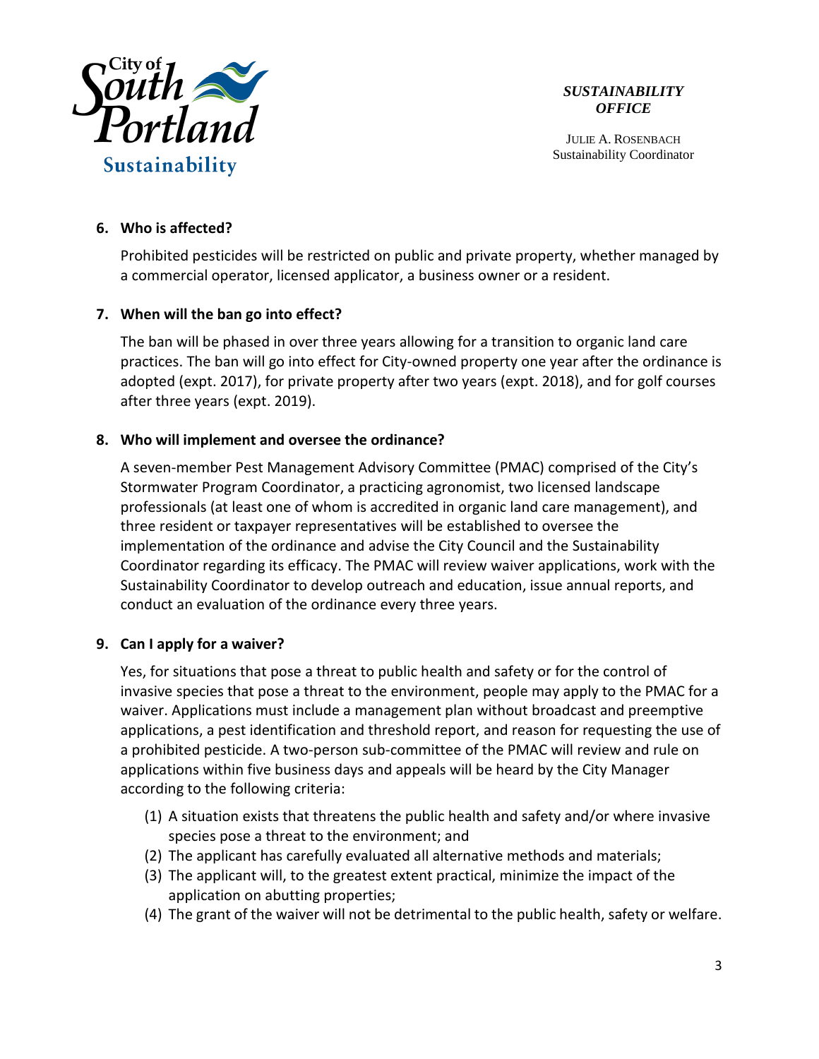## 6. Who is affected?

Prohibited pesticides will be restricted on public and private property, whether managed by a commercial operator, licensed applicator, a business owner or a resident.

## 7. When will the ban go into effect?

The ban will be phased in over three years allowing for a transition to organic land care practices. The ban will go into effect for City-owned property one year after the ordinance is adopted (expt. 2017), for private property after two years (expt. 2018), and for golf courses after three years (expt. 2019).

## 8. Who will implement and oversee the ordinance?

A seven-member Pest Management Advisory Committee (PMAC) comprised of the City's Stormwater Program Coordinator, a practicing agronomist, two licensed landscape professionals (at least one of whom is accredited in organic land care management), and three resident or taxpayer representatives will be established to oversee the implementation of the ordinance and advise the City Council and the Sustainability Coordinator regarding its efficacy. The PMAC will review waiver applications, work with the Sustainability Coordinator to develop outreach and education, issue annual reports, and conduct an evaluation of the ordinance every three years.

## 9. Can I apply for a waiver?

Yes, for situations that pose a threat to public health and safety or for the control of invasive species that pose a threat to the environment, people may apply to the PMAC for a waiver. Applications must include a management plan without broadcast and preemptive applications, a pest identification and threshold report, and reason for requesting the use of a prohibited pesticide. A two-person sub-committee of the PMAC will review and rule on applications within five business days and appeals will be heard by the City Manager according to the following criteria:

(1) A situation exists that threatens the public health and safety and/or where invasive species pose a threat to the environment; and
(2) The applicant has carefully evaluated all alternative methods and materials;
(3) The applicant will, to the greatest extent practical, minimize the impact of the application on abutting properties;
(4) The grant of the waiver will not be detrimental to the public health, safety or welfare.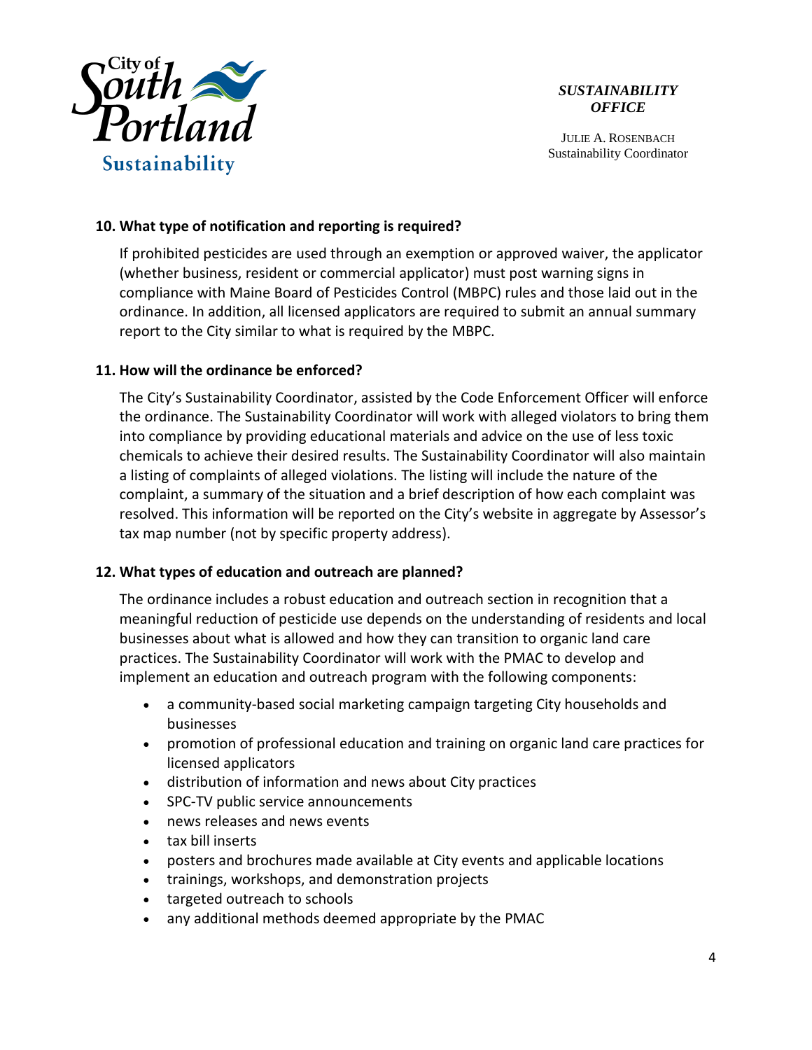### 10. What type of notification and reporting is required?

If prohibited pesticides are used through an exemption or approved waiver, the applicator (whether business, resident or commercial applicator) must post warning signs in compliance with Maine Board of Pesticides Control (MBPC) rules and those laid out in the ordinance. In addition, all licensed applicators are required to submit an annual summary report to the City similar to what is required by the MBPC.

### 11. How will the ordinance be enforced?

The City's Sustainability Coordinator, assisted by the Code Enforcement Officer will enforce the ordinance. The Sustainability Coordinator will work with alleged violators to bring them into compliance by providing educational materials and advice on the use of less toxic chemicals to achieve their desired results. The Sustainability Coordinator will also maintain a listing of complaints of alleged violations. The listing will include the nature of the complaint, a summary of the situation and a brief description of how each complaint was resolved. This information will be reported on the City's website in aggregate by Assessor's tax map number (not by specific property address).

### 12. What types of education and outreach are planned?

The ordinance includes a robust education and outreach section in recognition that a meaningful reduction of pesticide use depends on the understanding of residents and local businesses about what is allowed and how they can transition to organic land care practices. The Sustainability Coordinator will work with the PMAC to develop and implement an education and outreach program with the following components:

- a community-based social marketing campaign targeting City households and businesses
- promotion of professional education and training on organic land care practices for licensed applicators
- distribution of information and news about City practices
- SPC-TV public service announcements
- news releases and news events
- tax bill inserts
- posters and brochures made available at City events and applicable locations
- trainings, workshops, and demonstration projects
- targeted outreach to schools
- any additional methods deemed appropriate by the PMAC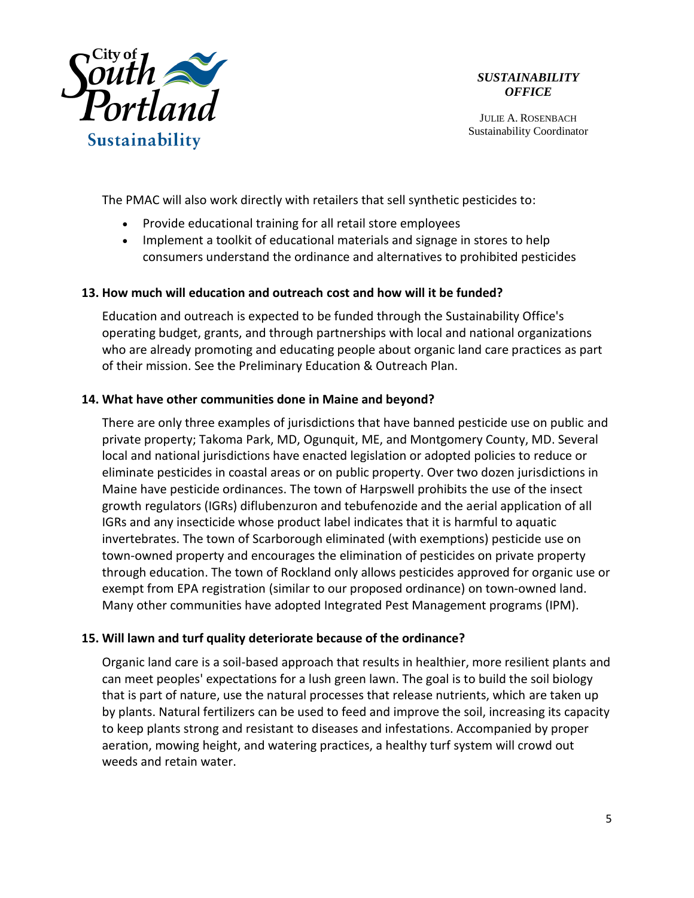The PMAC will also work directly with retailers that sell synthetic pesticides to:

- Provide educational training for all retail store employees
- Implement a toolkit of educational materials and signage in stores to help consumers understand the ordinance and alternatives to prohibited pesticides

**13. How much will education and outreach cost and how will it be funded?**

Education and outreach is expected to be funded through the Sustainability Office's operating budget, grants, and through partnerships with local and national organizations who are already promoting and educating people about organic land care practices as part of their mission. See the Preliminary Education & Outreach Plan.

**14. What have other communities done in Maine and beyond?**

There are only three examples of jurisdictions that have banned pesticide use on public and private property; Takoma Park, MD, Ogunquit, ME, and Montgomery County, MD. Several local and national jurisdictions have enacted legislation or adopted policies to reduce or eliminate pesticides in coastal areas or on public property. Over two dozen jurisdictions in Maine have pesticide ordinances. The town of Harpswell prohibits the use of the insect growth regulators (IGRs) diflubenzuron and tebufenozide and the aerial application of all IGRs and any insecticide whose product label indicates that it is harmful to aquatic invertebrates. The town of Scarborough eliminated (with exemptions) pesticide use on town-owned property and encourages the elimination of pesticides on private property through education. The town of Rockland only allows pesticides approved for organic use or exempt from EPA registration (similar to our proposed ordinance) on town-owned land. Many other communities have adopted Integrated Pest Management programs (IPM).

**15. Will lawn and turf quality deteriorate because of the ordinance?**

Organic land care is a soil-based approach that results in healthier, more resilient plants and can meet peoples' expectations for a lush green lawn. The goal is to build the soil biology that is part of nature, use the natural processes that release nutrients, which are taken up by plants. Natural fertilizers can be used to feed and improve the soil, increasing its capacity to keep plants strong and resistant to diseases and infestations. Accompanied by proper aeration, mowing height, and watering practices, a healthy turf system will crowd out weeds and retain water.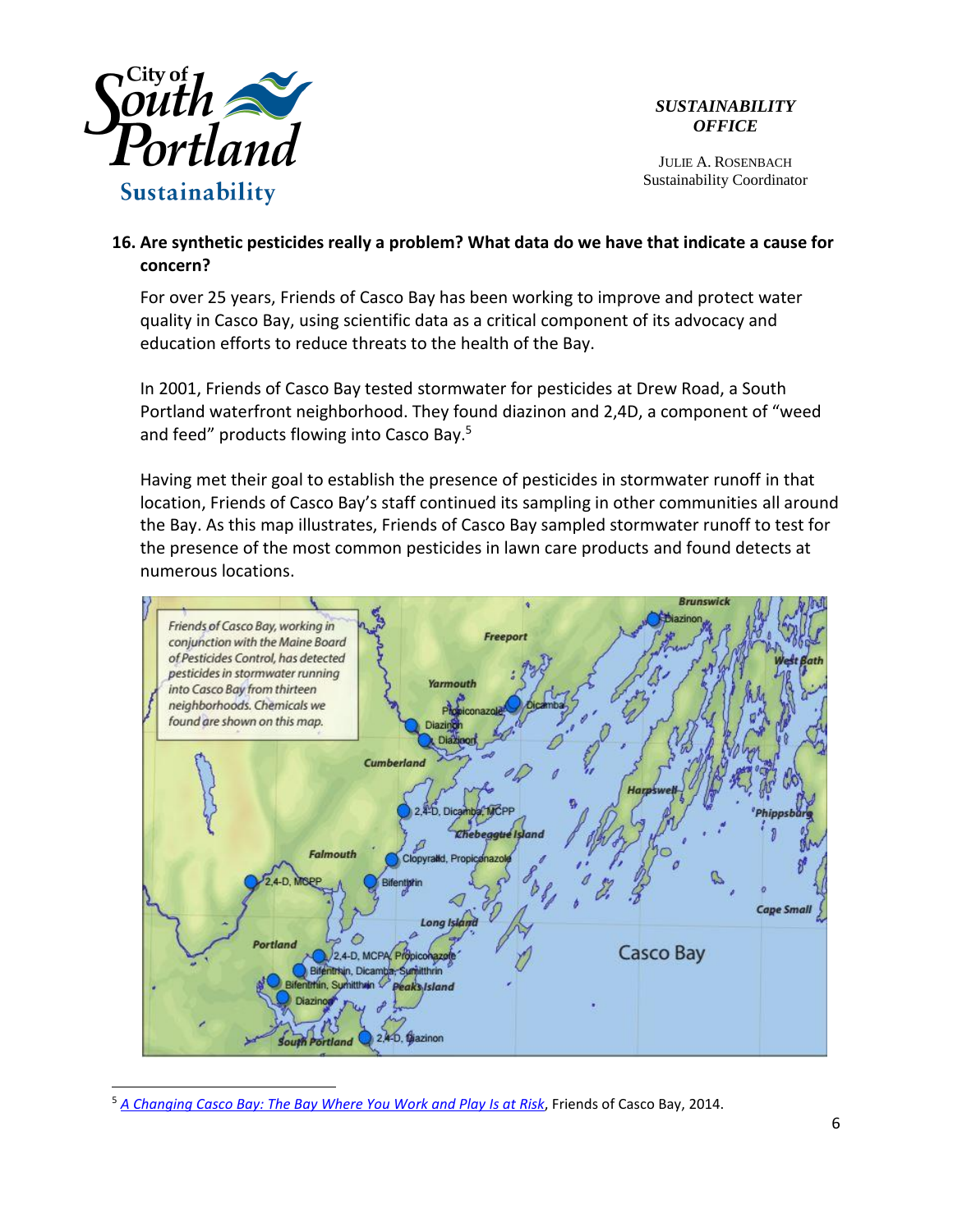**16. Are synthetic pesticides really a problem? What data do we have that indicate a cause for concern?**

For over 25 years, Friends of Casco Bay has been working to improve and protect water quality in Casco Bay, using scientific data as a critical component of its advocacy and education efforts to reduce threats to the health of the Bay.

In 2001, Friends of Casco Bay tested stormwater for pesticides at Drew Road, a South Portland waterfront neighborhood. They found diazinon and 2,4D, a component of "weed and feed" products flowing into Casco Bay.[5]

Having met their goal to establish the presence of pesticides in stormwater runoff in that location, Friends of Casco Bay's staff continued its sampling in other communities all around the Bay. As this map illustrates, Friends of Casco Bay sampled stormwater runoff to test for the presence of the most common pesticides in lawn care products and found detects at numerous locations.

*Friends of Casco Bay, working in conjunction with the Maine Board of Pesticides Control, has detected pesticides in stormwater running into Casco Bay from thirteen neighborhoods. Chemicals we found are shown on this map.*

---

[5] *A Changing Casco Bay: The Bay Where You Work and Play Is at Risk*, Friends of Casco Bay, 2014.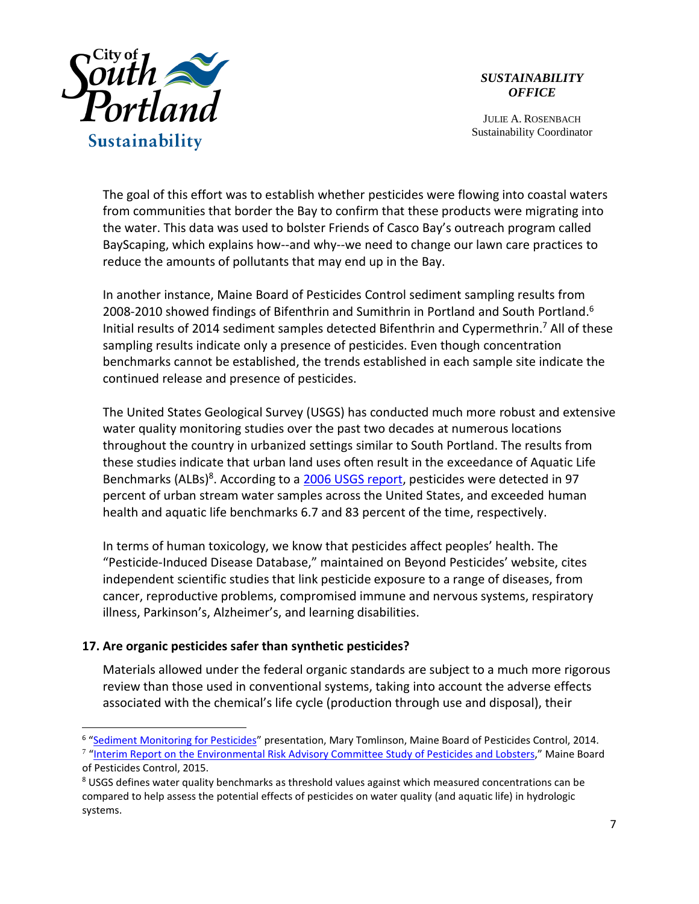The goal of this effort was to establish whether pesticides were flowing into coastal waters from communities that border the Bay to confirm that these products were migrating into the water. This data was used to bolster Friends of Casco Bay's outreach program called BayScaping, which explains how--and why--we need to change our lawn care practices to reduce the amounts of pollutants that may end up in the Bay.

In another instance, Maine Board of Pesticides Control sediment sampling results from 2008-2010 showed findings of Bifenthrin and Sumithrin in Portland and South Portland.[6] Initial results of 2014 sediment samples detected Bifenthrin and Cypermethrin.[7] All of these sampling results indicate only a presence of pesticides. Even though concentration benchmarks cannot be established, the trends established in each sample site indicate the continued release and presence of pesticides.

The United States Geological Survey (USGS) has conducted much more robust and extensive water quality monitoring studies over the past two decades at numerous locations throughout the country in urbanized settings similar to South Portland. The results from these studies indicate that urban land uses often result in the exceedance of Aquatic Life Benchmarks (ALBs)[8]. According to a 2006 USGS report, pesticides were detected in 97 percent of urban stream water samples across the United States, and exceeded human health and aquatic life benchmarks 6.7 and 83 percent of the time, respectively.

In terms of human toxicology, we know that pesticides affect peoples' health. The "Pesticide-Induced Disease Database," maintained on Beyond Pesticides' website, cites independent scientific studies that link pesticide exposure to a range of diseases, from cancer, reproductive problems, compromised immune and nervous systems, respiratory illness, Parkinson's, Alzheimer's, and learning disabilities.

**17. Are organic pesticides safer than synthetic pesticides?**

Materials allowed under the federal organic standards are subject to a much more rigorous review than those used in conventional systems, taking into account the adverse effects associated with the chemical's life cycle (production through use and disposal), their

---

[6] "Sediment Monitoring for Pesticides" presentation, Mary Tomlinson, Maine Board of Pesticides Control, 2014.

[7] "Interim Report on the Environmental Risk Advisory Committee Study of Pesticides and Lobsters," Maine Board of Pesticides Control, 2015.

[8] USGS defines water quality benchmarks as threshold values against which measured concentrations can be compared to help assess the potential effects of pesticides on water quality (and aquatic life) in hydrologic systems.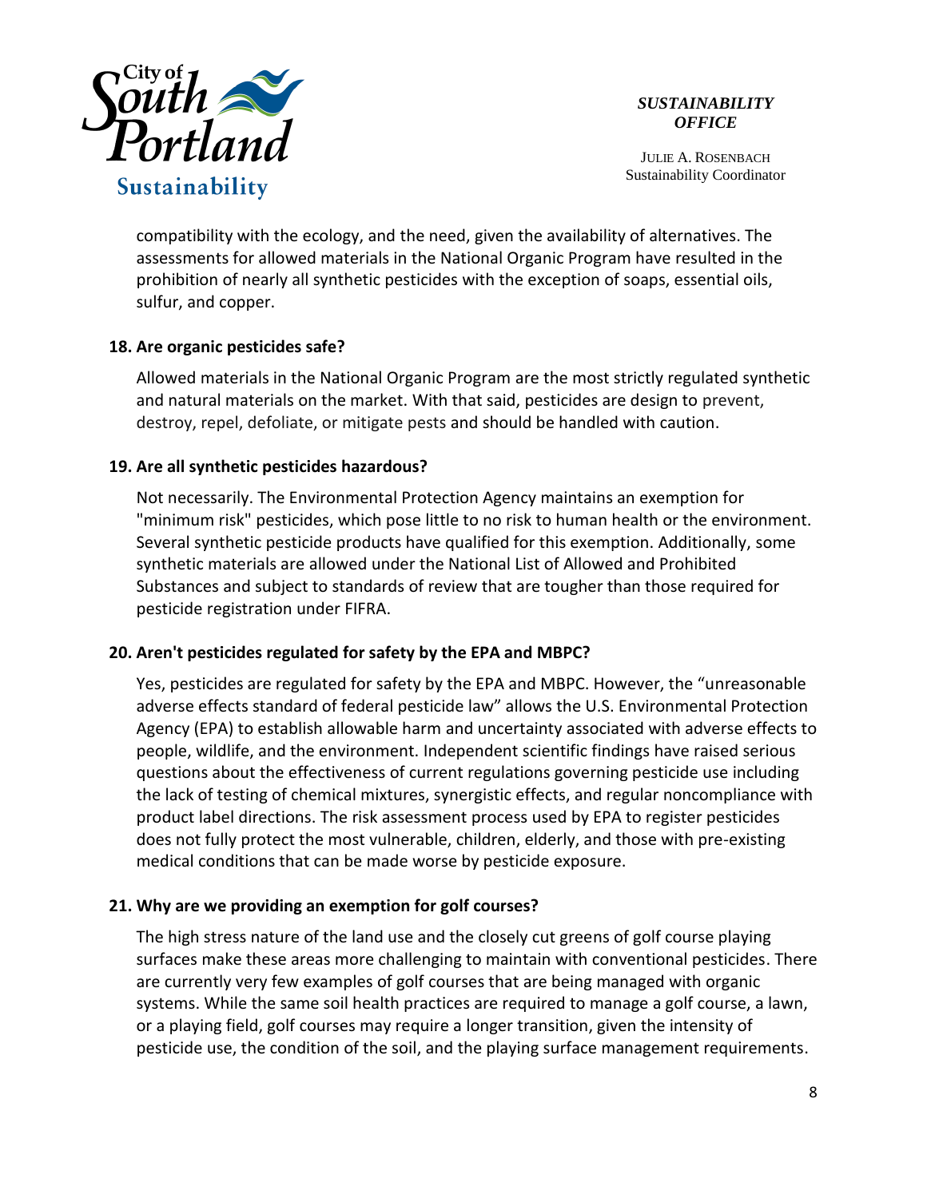compatibility with the ecology, and the need, given the availability of alternatives. The assessments for allowed materials in the National Organic Program have resulted in the prohibition of nearly all synthetic pesticides with the exception of soaps, essential oils, sulfur, and copper.

**18. Are organic pesticides safe?**

Allowed materials in the National Organic Program are the most strictly regulated synthetic and natural materials on the market. With that said, pesticides are design to prevent, destroy, repel, defoliate, or mitigate pests and should be handled with caution.

**19. Are all synthetic pesticides hazardous?**

Not necessarily. The Environmental Protection Agency maintains an exemption for "minimum risk" pesticides, which pose little to no risk to human health or the environment. Several synthetic pesticide products have qualified for this exemption. Additionally, some synthetic materials are allowed under the National List of Allowed and Prohibited Substances and subject to standards of review that are tougher than those required for pesticide registration under FIFRA.

**20. Aren't pesticides regulated for safety by the EPA and MBPC?**

Yes, pesticides are regulated for safety by the EPA and MBPC. However, the "unreasonable adverse effects standard of federal pesticide law" allows the U.S. Environmental Protection Agency (EPA) to establish allowable harm and uncertainty associated with adverse effects to people, wildlife, and the environment. Independent scientific findings have raised serious questions about the effectiveness of current regulations governing pesticide use including the lack of testing of chemical mixtures, synergistic effects, and regular noncompliance with product label directions. The risk assessment process used by EPA to register pesticides does not fully protect the most vulnerable, children, elderly, and those with pre-existing medical conditions that can be made worse by pesticide exposure.

**21. Why are we providing an exemption for golf courses?**

The high stress nature of the land use and the closely cut greens of golf course playing surfaces make these areas more challenging to maintain with conventional pesticides. There are currently very few examples of golf courses that are being managed with organic systems. While the same soil health practices are required to manage a golf course, a lawn, or a playing field, golf courses may require a longer transition, given the intensity of pesticide use, the condition of the soil, and the playing surface management requirements.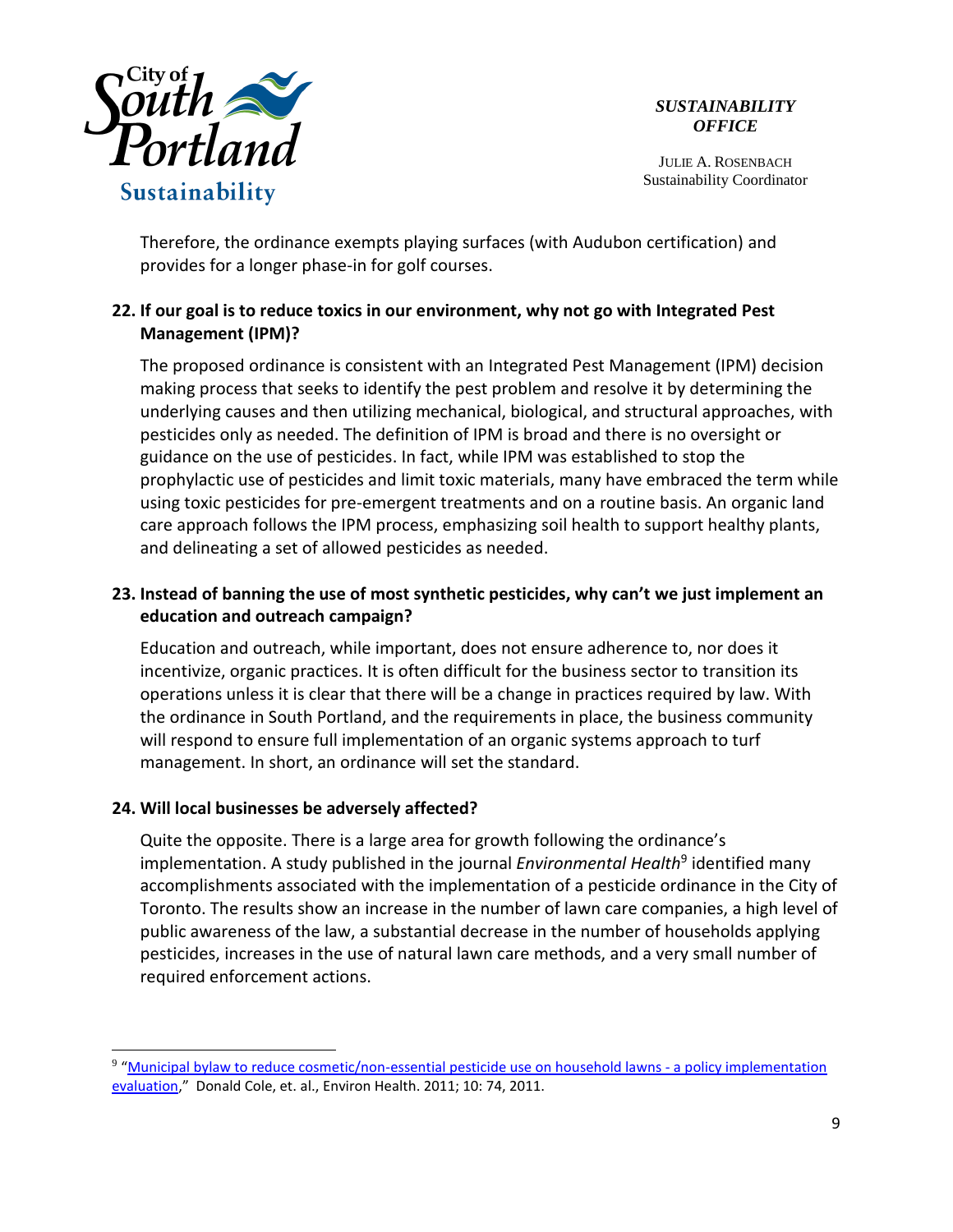Therefore, the ordinance exempts playing surfaces (with Audubon certification) and provides for a longer phase-in for golf courses.

**22. If our goal is to reduce toxics in our environment, why not go with Integrated Pest Management (IPM)?**

The proposed ordinance is consistent with an Integrated Pest Management (IPM) decision making process that seeks to identify the pest problem and resolve it by determining the underlying causes and then utilizing mechanical, biological, and structural approaches, with pesticides only as needed. The definition of IPM is broad and there is no oversight or guidance on the use of pesticides. In fact, while IPM was established to stop the prophylactic use of pesticides and limit toxic materials, many have embraced the term while using toxic pesticides for pre-emergent treatments and on a routine basis. An organic land care approach follows the IPM process, emphasizing soil health to support healthy plants, and delineating a set of allowed pesticides as needed.

**23. Instead of banning the use of most synthetic pesticides, why can't we just implement an education and outreach campaign?**

Education and outreach, while important, does not ensure adherence to, nor does it incentivize, organic practices. It is often difficult for the business sector to transition its operations unless it is clear that there will be a change in practices required by law. With the ordinance in South Portland, and the requirements in place, the business community will respond to ensure full implementation of an organic systems approach to turf management. In short, an ordinance will set the standard.

**24. Will local businesses be adversely affected?**

Quite the opposite. There is a large area for growth following the ordinance's implementation. A study published in the journal *Environmental Health*[9] identified many accomplishments associated with the implementation of a pesticide ordinance in the City of Toronto. The results show an increase in the number of lawn care companies, a high level of public awareness of the law, a substantial decrease in the number of households applying pesticides, increases in the use of natural lawn care methods, and a very small number of required enforcement actions.

---

[9] "Municipal bylaw to reduce cosmetic/non-essential pesticide use on household lawns - a policy implementation evaluation," Donald Cole, et. al., Environ Health. 2011; 10: 74, 2011.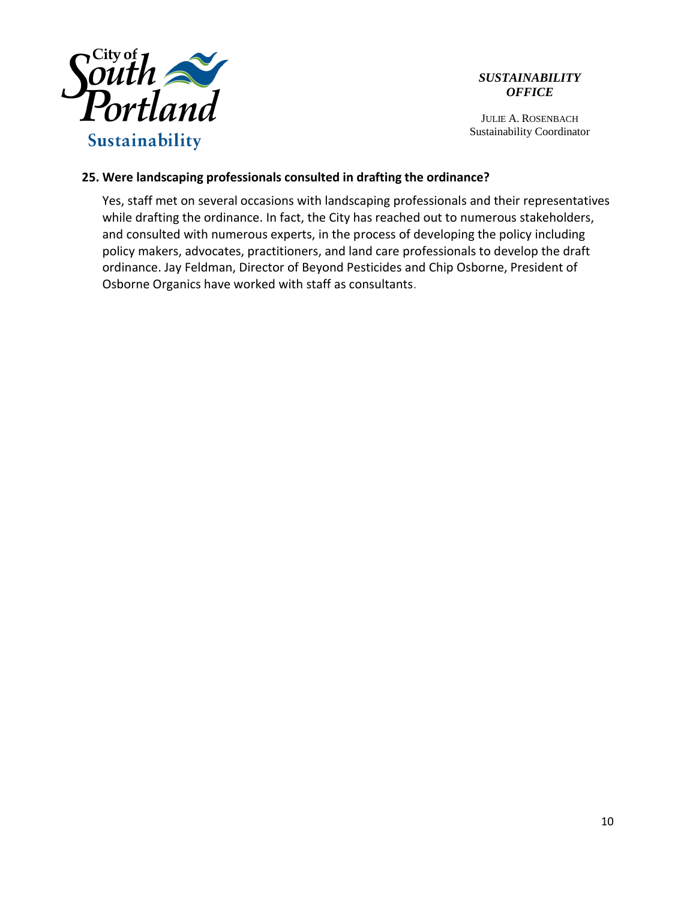**SUSTAINABILITY OFFICE**

JULIE A. ROSENBACH
Sustainability Coordinator

### 25. Were landscaping professionals consulted in drafting the ordinance?

Yes, staff met on several occasions with landscaping professionals and their representatives while drafting the ordinance. In fact, the City has reached out to numerous stakeholders, and consulted with numerous experts, in the process of developing the policy including policy makers, advocates, practitioners, and land care professionals to develop the draft ordinance. Jay Feldman, Director of Beyond Pesticides and Chip Osborne, President of Osborne Organics have worked with staff as consultants.